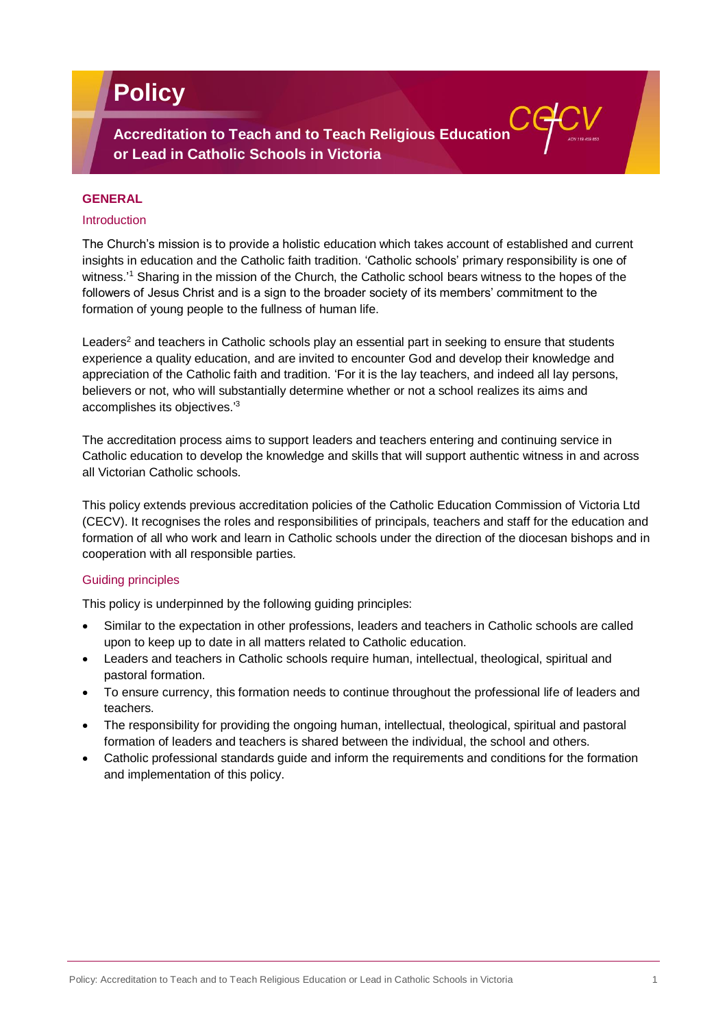# Policy

## Accreditation to Teach and to Teach Religious Education or Lead in Catholic Schools in Victoria

### GENERAL

#### Introduction

The Church's mission is to provide a holistic education which takes account of established and current insights in education and the Catholic faith tradition. 'Catholic schools' primary responsibility is one of witness.'[1] Sharing in the mission of the Church, the Catholic school bears witness to the hopes of the followers of Jesus Christ and is a sign to the broader society of its members' commitment to the formation of young people to the fullness of human life.

Leaders[2] and teachers in Catholic schools play an essential part in seeking to ensure that students experience a quality education, and are invited to encounter God and develop their knowledge and appreciation of the Catholic faith and tradition. 'For it is the lay teachers, and indeed all lay persons, believers or not, who will substantially determine whether or not a school realizes its aims and accomplishes its objectives.'[3]

The accreditation process aims to support leaders and teachers entering and continuing service in Catholic education to develop the knowledge and skills that will support authentic witness in and across all Victorian Catholic schools.

This policy extends previous accreditation policies of the Catholic Education Commission of Victoria Ltd (CECV). It recognises the roles and responsibilities of principals, teachers and staff for the education and formation of all who work and learn in Catholic schools under the direction of the diocesan bishops and in cooperation with all responsible parties.

#### Guiding principles

This policy is underpinned by the following guiding principles:

- Similar to the expectation in other professions, leaders and teachers in Catholic schools are called upon to keep up to date in all matters related to Catholic education.
- Leaders and teachers in Catholic schools require human, intellectual, theological, spiritual and pastoral formation.
- To ensure currency, this formation needs to continue throughout the professional life of leaders and teachers.
- The responsibility for providing the ongoing human, intellectual, theological, spiritual and pastoral formation of leaders and teachers is shared between the individual, the school and others.
- Catholic professional standards guide and inform the requirements and conditions for the formation and implementation of this policy.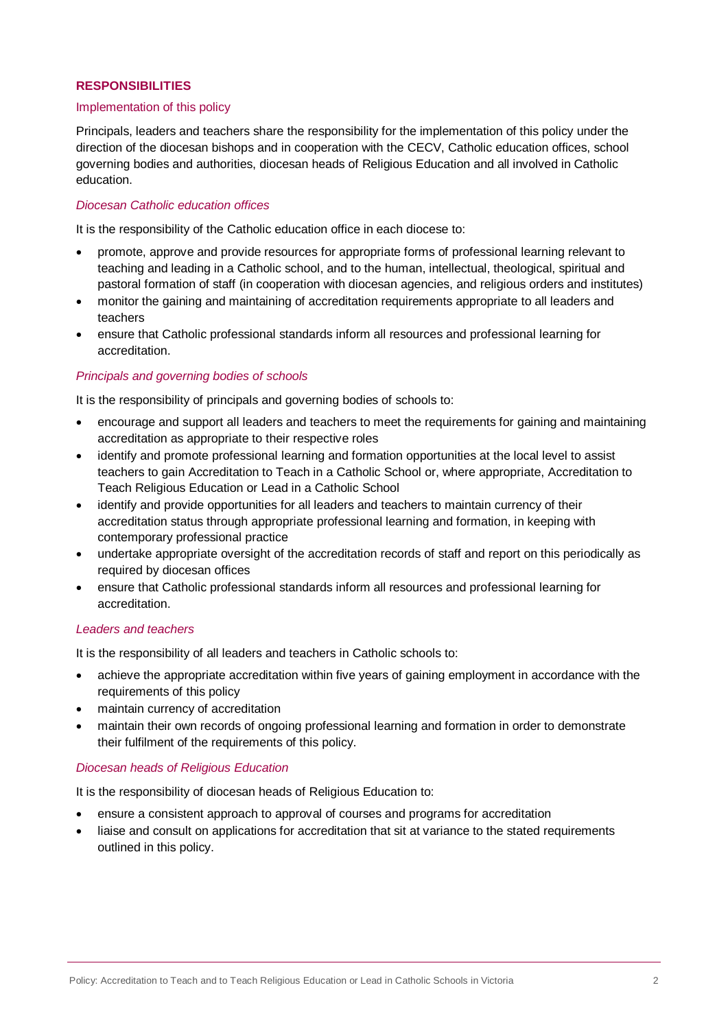## RESPONSIBILITIES

### Implementation of this policy

Principals, leaders and teachers share the responsibility for the implementation of this policy under the direction of the diocesan bishops and in cooperation with the CECV, Catholic education offices, school governing bodies and authorities, diocesan heads of Religious Education and all involved in Catholic education.

#### *Diocesan Catholic education offices*

It is the responsibility of the Catholic education office in each diocese to:

- promote, approve and provide resources for appropriate forms of professional learning relevant to teaching and leading in a Catholic school, and to the human, intellectual, theological, spiritual and pastoral formation of staff (in cooperation with diocesan agencies, and religious orders and institutes)
- monitor the gaining and maintaining of accreditation requirements appropriate to all leaders and teachers
- ensure that Catholic professional standards inform all resources and professional learning for accreditation.

#### *Principals and governing bodies of schools*

It is the responsibility of principals and governing bodies of schools to:

- encourage and support all leaders and teachers to meet the requirements for gaining and maintaining accreditation as appropriate to their respective roles
- identify and promote professional learning and formation opportunities at the local level to assist teachers to gain Accreditation to Teach in a Catholic School or, where appropriate, Accreditation to Teach Religious Education or Lead in a Catholic School
- identify and provide opportunities for all leaders and teachers to maintain currency of their accreditation status through appropriate professional learning and formation, in keeping with contemporary professional practice
- undertake appropriate oversight of the accreditation records of staff and report on this periodically as required by diocesan offices
- ensure that Catholic professional standards inform all resources and professional learning for accreditation.

#### *Leaders and teachers*

It is the responsibility of all leaders and teachers in Catholic schools to:

- achieve the appropriate accreditation within five years of gaining employment in accordance with the requirements of this policy
- maintain currency of accreditation
- maintain their own records of ongoing professional learning and formation in order to demonstrate their fulfilment of the requirements of this policy.

#### *Diocesan heads of Religious Education*

It is the responsibility of diocesan heads of Religious Education to:

- ensure a consistent approach to approval of courses and programs for accreditation
- liaise and consult on applications for accreditation that sit at variance to the stated requirements outlined in this policy.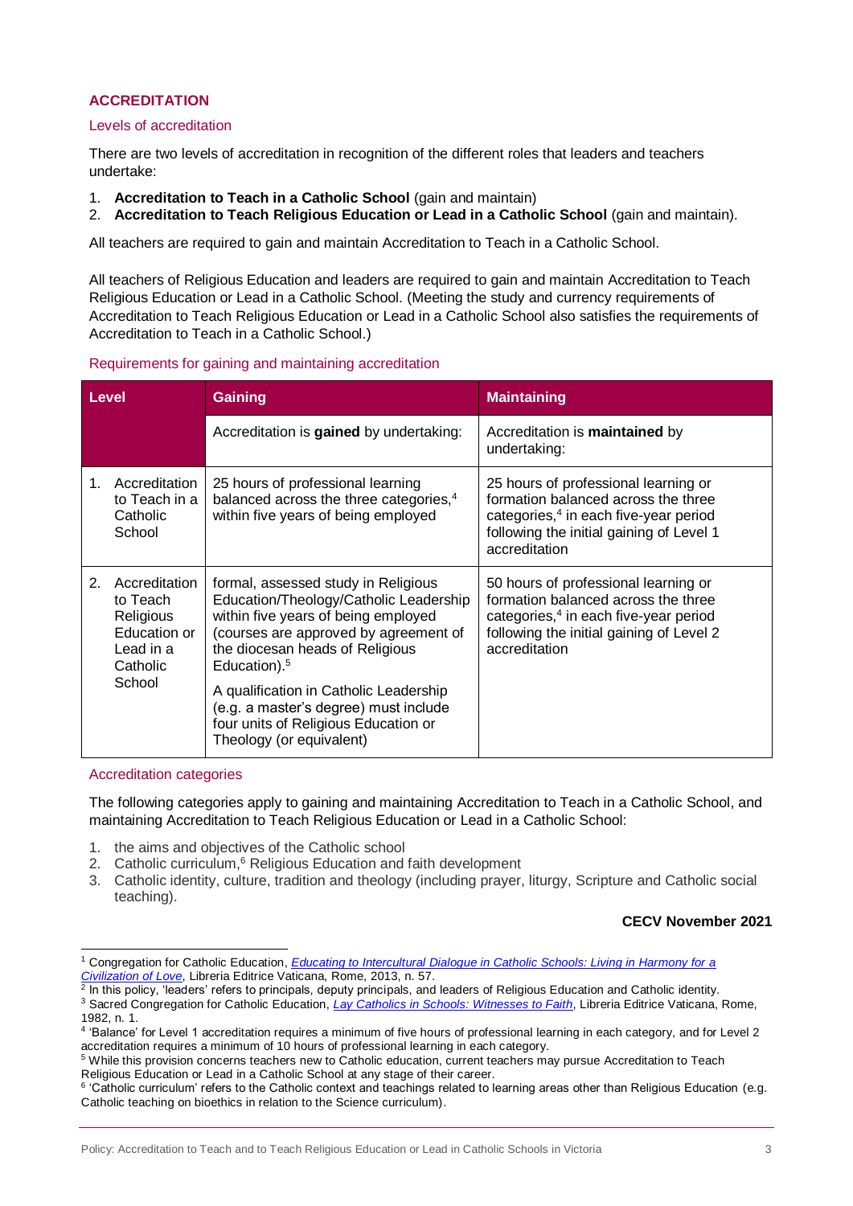## ACCREDITATION

### Levels of accreditation

There are two levels of accreditation in recognition of the different roles that leaders and teachers undertake:

1. **Accreditation to Teach in a Catholic School** (gain and maintain)
2. **Accreditation to Teach Religious Education or Lead in a Catholic School** (gain and maintain).

All teachers are required to gain and maintain Accreditation to Teach in a Catholic School.

All teachers of Religious Education and leaders are required to gain and maintain Accreditation to Teach Religious Education or Lead in a Catholic School. (Meeting the study and currency requirements of Accreditation to Teach Religious Education or Lead in a Catholic School also satisfies the requirements of Accreditation to Teach in a Catholic School.)

### Requirements for gaining and maintaining accreditation

| Level | Gaining | Maintaining |
|---|---|---|
| | Accreditation is **gained** by undertaking: | Accreditation is **maintained** by undertaking: |
| 1. Accreditation to Teach in a Catholic School | 25 hours of professional learning balanced across the three categories,[4] within five years of being employed | 25 hours of professional learning or formation balanced across the three categories,[4] in each five-year period following the initial gaining of Level 1 accreditation |
| 2. Accreditation to Teach Religious Education or Lead in a Catholic School | formal, assessed study in Religious Education/Theology/Catholic Leadership within five years of being employed (courses are approved by agreement of the diocesan heads of Religious Education).[5] A qualification in Catholic Leadership (e.g. a master's degree) must include four units of Religious Education or Theology (or equivalent) | 50 hours of professional learning or formation balanced across the three categories,[4] in each five-year period following the initial gaining of Level 2 accreditation |

### Accreditation categories

The following categories apply to gaining and maintaining Accreditation to Teach in a Catholic School, and maintaining Accreditation to Teach Religious Education or Lead in a Catholic School:

1. the aims and objectives of the Catholic school
2. Catholic curriculum,[6] Religious Education and faith development
3. Catholic identity, culture, tradition and theology (including prayer, liturgy, Scripture and Catholic social teaching).

**CECV November 2021**

---

[1] Congregation for Catholic Education, *Educating to Intercultural Dialogue in Catholic Schools: Living in Harmony for a Civilization of Love*, Libreria Editrice Vaticana, Rome, 2013, n. 57.

[2] In this policy, 'leaders' refers to principals, deputy principals, and leaders of Religious Education and Catholic identity.

[3] Sacred Congregation for Catholic Education, *Lay Catholics in Schools: Witnesses to Faith*, Libreria Editrice Vaticana, Rome, 1982, n. 1.

[4] 'Balance' for Level 1 accreditation requires a minimum of five hours of professional learning in each category, and for Level 2 accreditation requires a minimum of 10 hours of professional learning in each category.

[5] While this provision concerns teachers new to Catholic education, current teachers may pursue Accreditation to Teach Religious Education or Lead in a Catholic School at any stage of their career.

[6] 'Catholic curriculum' refers to the Catholic context and teachings related to learning areas other than Religious Education (e.g. Catholic teaching on bioethics in relation to the Science curriculum).